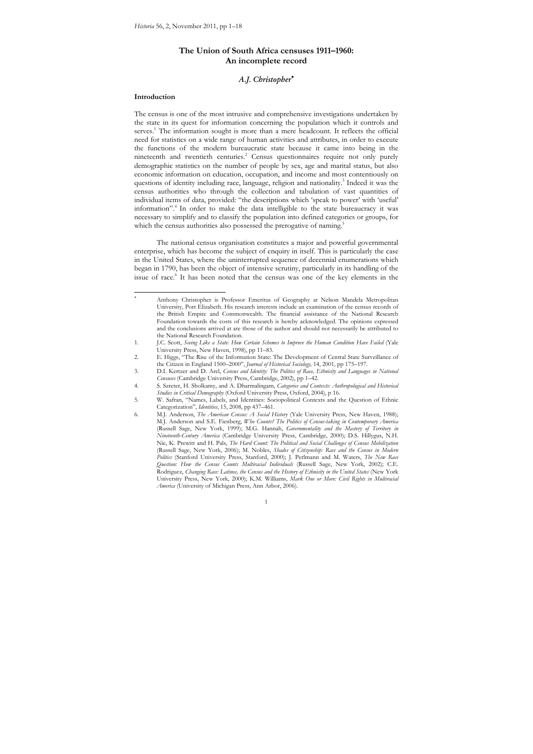# The Union of South Africa censuses 1911–1960: An incomplete record

## *A.J. Christopher*[*]

### Introduction

The census is one of the most intrusive and comprehensive investigations undertaken by the state in its quest for information concerning the population which it controls and serves.[1] The information sought is more than a mere headcount. It reflects the official need for statistics on a wide range of human activities and attributes, in order to execute the functions of the modern bureaucratic state because it came into being in the nineteenth and twentieth centuries.[2] Census questionnaires require not only purely demographic statistics on the number of people by sex, age and marital status, but also economic information on education, occupation, and income and most contentiously on questions of identity including race, language, religion and nationality.[3] Indeed it was the census authorities who through the collection and tabulation of vast quantities of individual items of data, provided: "the descriptions which 'speak to power' with 'useful' information".[4] In order to make the data intelligible to the state bureaucracy it was necessary to simplify and to classify the population into defined categories or groups, for which the census authorities also possessed the prerogative of naming.[5]

The national census organisation constitutes a major and powerful governmental enterprise, which has become the subject of enquiry in itself. This is particularly the case in the United States, where the uninterrupted sequence of decennial enumerations which began in 1790, has been the object of intensive scrutiny, particularly in its handling of the issue of race.[6] It has been noted that the census was one of the key elements in the

---

\* Anthony Christopher is Professor Emeritus of Geography at Nelson Mandela Metropolitan University, Port Elizabeth. His research interests include an examination of the census records of the British Empire and Commonwealth. The financial assistance of the National Research Foundation towards the costs of this research is hereby acknowledged. The opinions expressed and the conclusions arrived at are those of the author and should not necessarily be attributed to the National Research Foundation.

1. J.C. Scott, *Seeing Like a State: How Certain Schemes to Improve the Human Condition Have Failed* (Yale University Press, New Haven, 1998), pp 11–83.
2. E. Higgs, "The Rise of the Information State: The Development of Central State Surveillance of the Citizen in England 1500–2000", *Journal of Historical Sociology*, 14, 2001, pp 175–197.
3. D.I. Kertzer and D. Arel, *Census and Identity: The Politics of Race, Ethnicity and Languages in National Censuses* (Cambridge University Press, Cambridge, 2002), pp 1–42.
4. S. Szreter, H. Sholkamy, and A. Dharmalingam, *Categories and Contexts: Anthropological and Historical Studies in Critical Demography* (Oxford University Press, Oxford, 2004), p 16.
5. W. Safran, "Names, Labels, and Identities: Sociopolitical Contexts and the Question of Ethnic Categorization", *Identities*, 15, 2008, pp 437–461.
6. M.J. Anderson, *The American Census: A Social History* (Yale University Press, New Haven, 1988); M.J. Anderson and S.E. Fienberg, *Who Counts? The Politics of Census-taking in Contemporary America* (Russell Sage, New York, 1999); M.G. Hannah, *Governmentality and the Mastery of Territory in Nineteenth-Century America* (Cambridge University Press, Cambridge, 2000); D.S. Hillygus, N.H. Nie, K. Prewitt and H. Pals, *The Hard Count: The Political and Social Challenges of Census Mobilization* (Russell Sage, New York, 2006); M. Nobles, *Shades of Citizenship: Race and the Census in Modern Politics* (Stanford University Press, Stanford, 2000); J. Perlmann and M. Waters, *The New Race Question: How the Census Counts Multiracial Individuals* (Russell Sage, New York, 2002); C.E. Rodriguez, *Changing Race: Latinos, the Census and the History of Ethnicity in the United States* (New York University Press, New York, 2000); K.M. Williams, *Mark One or More: Civil Rights in Multiracial America* (University of Michigan Press, Ann Arbor, 2006).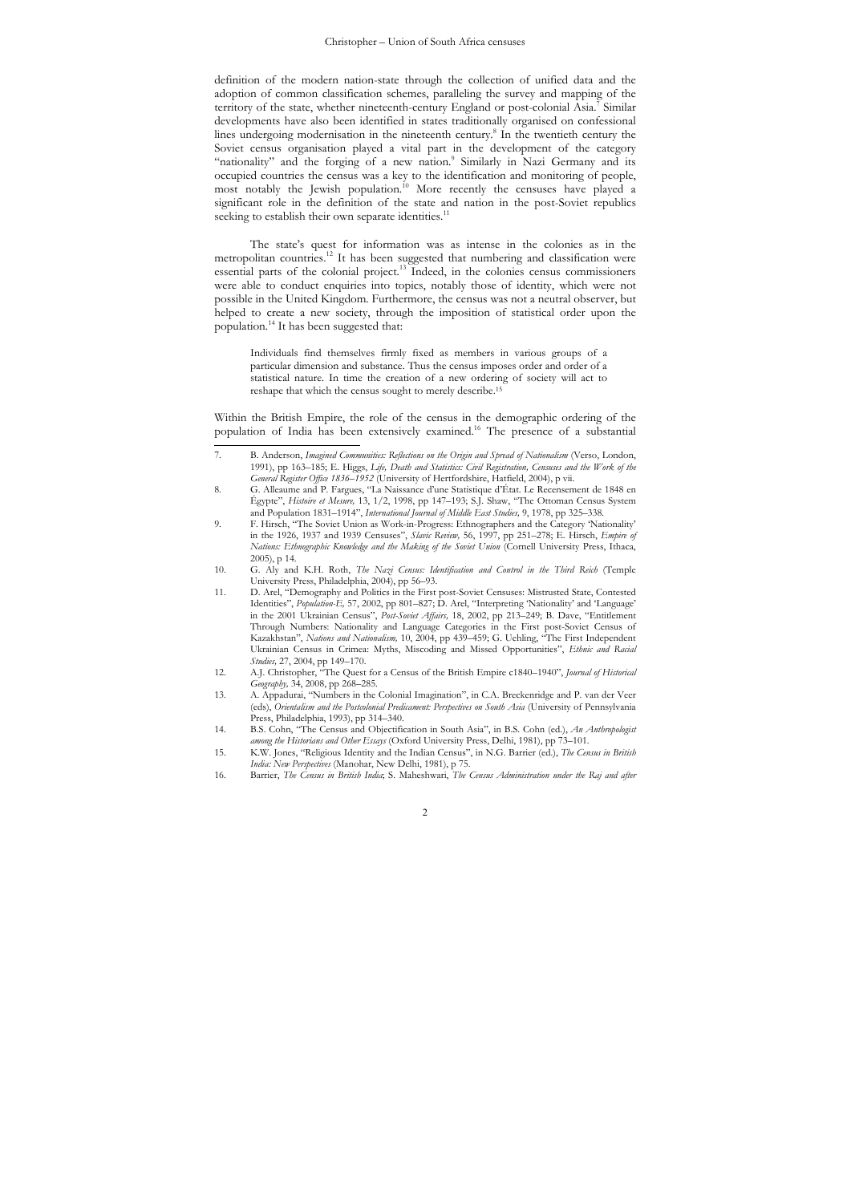definition of the modern nation-state through the collection of unified data and the adoption of common classification schemes, paralleling the survey and mapping of the territory of the state, whether nineteenth-century England or post-colonial Asia.[7] Similar developments have also been identified in states traditionally organised on confessional lines undergoing modernisation in the nineteenth century.[8] In the twentieth century the Soviet census organisation played a vital part in the development of the category "nationality" and the forging of a new nation.[9] Similarly in Nazi Germany and its occupied countries the census was a key to the identification and monitoring of people, most notably the Jewish population.[10] More recently the censuses have played a significant role in the definition of the state and nation in the post-Soviet republics seeking to establish their own separate identities.[11]

The state's quest for information was as intense in the colonies as in the metropolitan countries.[12] It has been suggested that numbering and classification were essential parts of the colonial project.[13] Indeed, in the colonies census commissioners were able to conduct enquiries into topics, notably those of identity, which were not possible in the United Kingdom. Furthermore, the census was not a neutral observer, but helped to create a new society, through the imposition of statistical order upon the population.[14] It has been suggested that:

> Individuals find themselves firmly fixed as members in various groups of a particular dimension and substance. Thus the census imposes order and order of a statistical nature. In time the creation of a new ordering of society will act to reshape that which the census sought to merely describe.[15]

Within the British Empire, the role of the census in the demographic ordering of the population of India has been extensively examined.[16] The presence of a substantial

---

7. B. Anderson, *Imagined Communities: Reflections on the Origin and Spread of Nationalism* (Verso, London, 1991), pp 163–185; E. Higgs, *Life, Death and Statistics: Civil Registration, Censuses and the Work of the General Register Office 1836–1952* (University of Hertfordshire, Hatfield, 2004), p vii.
8. G. Alleaume and P. Fargues, "La Naissance d'une Statistique d'État. Le Recensement de 1848 en Égypte", *Histoire et Mesure,* 13, 1/2, 1998, pp 147–193; S.J. Shaw, "The Ottoman Census System and Population 1831–1914", *International Journal of Middle East Studies,* 9, 1978, pp 325–338.
9. F. Hirsch, "The Soviet Union as Work-in-Progress: Ethnographers and the Category 'Nationality' in the 1926, 1937 and 1939 Censuses", *Slavic Review,* 56, 1997, pp 251–278; E. Hirsch, *Empire of Nations: Ethnographic Knowledge and the Making of the Soviet Union* (Cornell University Press, Ithaca, 2005), p 14.
10. G. Aly and K.H. Roth, *The Nazi Census: Identification and Control in the Third Reich* (Temple University Press, Philadelphia, 2004), pp 56–93.
11. D. Arel, "Demography and Politics in the First post-Soviet Censuses: Mistrusted State, Contested Identities", *Population-E,* 57, 2002, pp 801–827; D. Arel, "Interpreting 'Nationality' and 'Language' in the 2001 Ukrainian Census", *Post-Soviet Affairs,* 18, 2002, pp 213–249; B. Dave, "Entitlement Through Numbers: Nationality and Language Categories in the First post-Soviet Census of Kazakhstan", *Nations and Nationalism,* 10, 2004, pp 439–459; G. Uehling, "The First Independent Ukrainian Census in Crimea: Myths, Miscoding and Missed Opportunities", *Ethnic and Racial Studies,* 27, 2004, pp 149–170.
12. A.J. Christopher, "The Quest for a Census of the British Empire c1840–1940", *Journal of Historical Geography,* 34, 2008, pp 268–285.
13. A. Appadurai, "Numbers in the Colonial Imagination", in C.A. Breckenridge and P. van der Veer (eds), *Orientalism and the Postcolonial Predicament: Perspectives on South Asia* (University of Pennsylvania Press, Philadelphia, 1993), pp 314–340.
14. B.S. Cohn, "The Census and Objectification in South Asia", in B.S. Cohn (ed.), *An Anthropologist among the Historians and Other Essays* (Oxford University Press, Delhi, 1981), pp 73–101.
15. K.W. Jones, "Religious Identity and the Indian Census", in N.G. Barrier (ed.), *The Census in British India: New Perspectives* (Manohar, New Delhi, 1981), p 75.
16. Barrier, *The Census in British India*; S. Maheshwari, *The Census Administration under the Raj and after*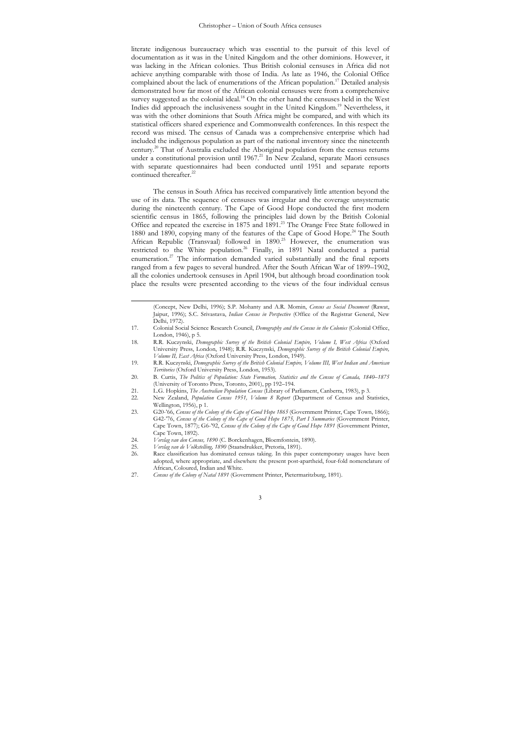literate indigenous bureaucracy which was essential to the pursuit of this level of documentation as it was in the United Kingdom and the other dominions. However, it was lacking in the African colonies. Thus British colonial censuses in Africa did not achieve anything comparable with those of India. As late as 1946, the Colonial Office complained about the lack of enumerations of the African population.[17] Detailed analysis demonstrated how far most of the African colonial censuses were from a comprehensive survey suggested as the colonial ideal.[18] On the other hand the censuses held in the West Indies did approach the inclusiveness sought in the United Kingdom.[19] Nevertheless, it was with the other dominions that South Africa might be compared, and with which its statistical officers shared experience and Commonwealth conferences. In this respect the record was mixed. The census of Canada was a comprehensive enterprise which had included the indigenous population as part of the national inventory since the nineteenth century.[20] That of Australia excluded the Aboriginal population from the census returns under a constitutional provision until 1967.[21] In New Zealand, separate Maori censuses with separate questionnaires had been conducted until 1951 and separate reports continued thereafter.[22]

The census in South Africa has received comparatively little attention beyond the use of its data. The sequence of censuses was irregular and the coverage unsystematic during the nineteenth century. The Cape of Good Hope conducted the first modern scientific census in 1865, following the principles laid down by the British Colonial Office and repeated the exercise in 1875 and 1891.[23] The Orange Free State followed in 1880 and 1890, copying many of the features of the Cape of Good Hope.[24] The South African Republic (Transvaal) followed in 1890.[25] However, the enumeration was restricted to the White population.[26] Finally, in 1891 Natal conducted a partial enumeration.[27] The information demanded varied substantially and the final reports ranged from a few pages to several hundred. After the South African War of 1899–1902, all the colonies undertook censuses in April 1904, but although broad coordination took place the results were presented according to the views of the four individual census

---

(Concept, New Delhi, 1996); S.P. Mohanty and A.R. Momin, *Census as Social Document* (Rawat, Jaipur, 1996); S.C. Srivastava, *Indian Census in Perspective* (Office of the Registrar General, New Delhi, 1972).

17. Colonial Social Science Research Council, *Demography and the Census in the Colonies* (Colonial Office, London, 1946), p 5.
18. R.R. Kuczynski, *Demographic Survey of the British Colonial Empire, Volume I, West Africa* (Oxford University Press, London, 1948); R.R. Kuczynski, *Demographic Survey of the British Colonial Empire, Volume II, East Africa* (Oxford University Press, London, 1949).
19. R.R. Kuczynski, *Demographic Survey of the British Colonial Empire, Volume III, West Indian and American Territories* (Oxford University Press, London, 1953).
20. B. Curtis, *The Politics of Population: State Formation, Statistics and the Census of Canada, 1840–1875* (University of Toronto Press, Toronto, 2001), pp 192–194.
21. L.G. Hopkins, *The Australian Population Census* (Library of Parliament, Canberra, 1983), p 3.
22. New Zealand, *Population Census 1951, Volume 8 Report* (Department of Census and Statistics, Wellington, 1956), p 1.
23. G20-'66, *Census of the Colony of the Cape of Good Hope 1865* (Government Printer, Cape Town, 1866); G42-'76, *Census of the Colony of the Cape of Good Hope 1875, Part I Summaries* (Government Printer, Cape Town, 1877); G6-'92, *Census of the Colony of the Cape of Good Hope 1891* (Government Printer, Cape Town, 1892).
24. *Verslag van den Census, 1890* (C. Borckenhagen, Bloemfontein, 1890).
25. *Verslag van de Volkstelling, 1890* (Staatsdrukker, Pretoria, 1891).
26. Race classification has dominated census taking. In this paper contemporary usages have been adopted, where appropriate, and elsewhere the present post-apartheid, four-fold nomenclature of African, Coloured, Indian and White.
27. *Census of the Colony of Natal 1891* (Government Printer, Pietermaritzburg, 1891).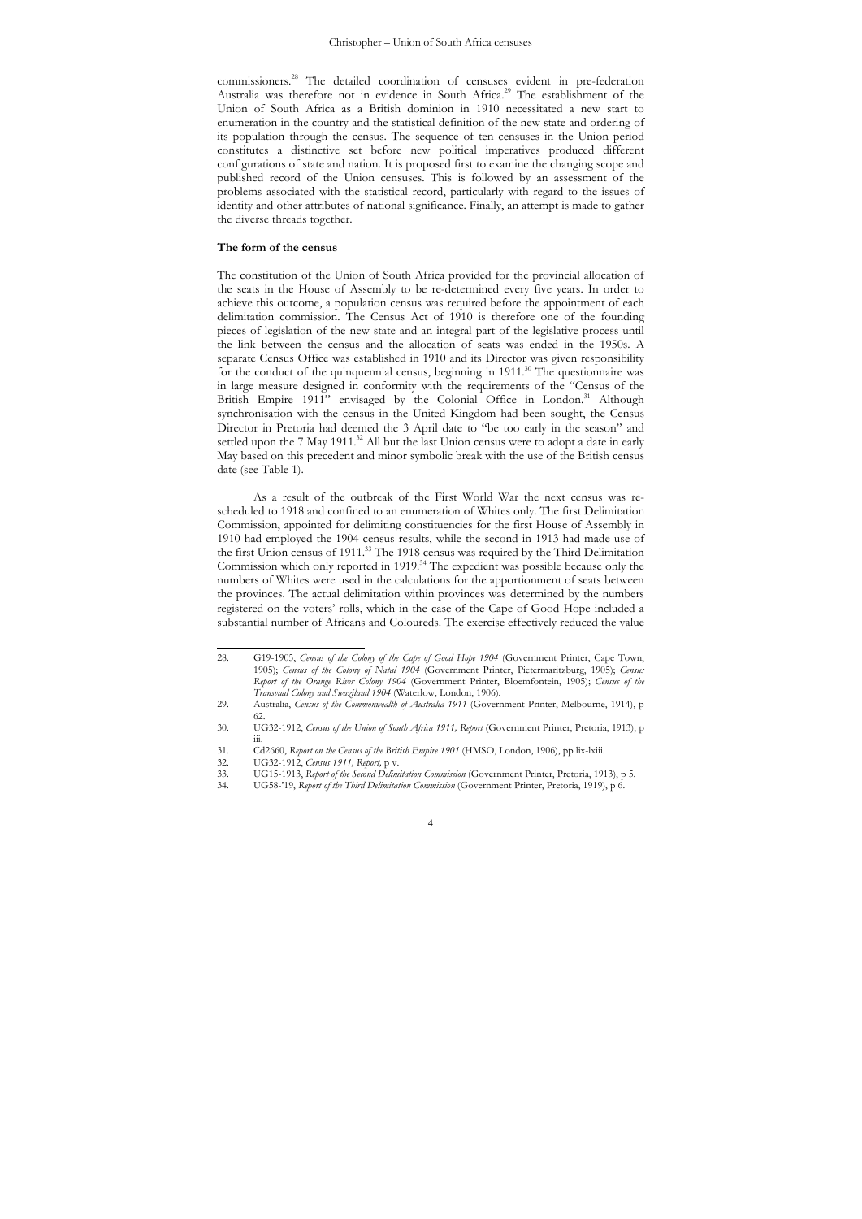commissioners.[28] The detailed coordination of censuses evident in pre-federation Australia was therefore not in evidence in South Africa.[29] The establishment of the Union of South Africa as a British dominion in 1910 necessitated a new start to enumeration in the country and the statistical definition of the new state and ordering of its population through the census. The sequence of ten censuses in the Union period constitutes a distinctive set before new political imperatives produced different configurations of state and nation. It is proposed first to examine the changing scope and published record of the Union censuses. This is followed by an assessment of the problems associated with the statistical record, particularly with regard to the issues of identity and other attributes of national significance. Finally, an attempt is made to gather the diverse threads together.

**The form of the census**

The constitution of the Union of South Africa provided for the provincial allocation of the seats in the House of Assembly to be re-determined every five years. In order to achieve this outcome, a population census was required before the appointment of each delimitation commission. The Census Act of 1910 is therefore one of the founding pieces of legislation of the new state and an integral part of the legislative process until the link between the census and the allocation of seats was ended in the 1950s. A separate Census Office was established in 1910 and its Director was given responsibility for the conduct of the quinquennial census, beginning in 1911.[30] The questionnaire was in large measure designed in conformity with the requirements of the "Census of the British Empire 1911" envisaged by the Colonial Office in London.[31] Although synchronisation with the census in the United Kingdom had been sought, the Census Director in Pretoria had deemed the 3 April date to "be too early in the season" and settled upon the 7 May 1911.[32] All but the last Union census were to adopt a date in early May based on this precedent and minor symbolic break with the use of the British census date (see Table 1).

As a result of the outbreak of the First World War the next census was re-scheduled to 1918 and confined to an enumeration of Whites only. The first Delimitation Commission, appointed for delimiting constituencies for the first House of Assembly in 1910 had employed the 1904 census results, while the second in 1913 had made use of the first Union census of 1911.[33] The 1918 census was required by the Third Delimitation Commission which only reported in 1919.[34] The expedient was possible because only the numbers of Whites were used in the calculations for the apportionment of seats between the provinces. The actual delimitation within provinces was determined by the numbers registered on the voters' rolls, which in the case of the Cape of Good Hope included a substantial number of Africans and Coloureds. The exercise effectively reduced the value

---

28. G19-1905, *Census of the Colony of the Cape of Good Hope 1904* (Government Printer, Cape Town, 1905); *Census of the Colony of Natal 1904* (Government Printer, Pietermaritzburg, 1905); *Census Report of the Orange River Colony 1904* (Government Printer, Bloemfontein, 1905); *Census of the Transvaal Colony and Swaziland 1904* (Waterlow, London, 1906).
29. Australia, *Census of the Commonwealth of Australia 1911* (Government Printer, Melbourne, 1914), p 62.
30. UG32-1912, *Census of the Union of South Africa 1911, Report* (Government Printer, Pretoria, 1913), p iii.
31. Cd2660, *Report on the Census of the British Empire 1901* (HMSO, London, 1906), pp lix-lxiii.
32. UG32-1912, *Census 1911, Report,* p v.
33. UG15-1913, *Report of the Second Delimitation Commission* (Government Printer, Pretoria, 1913), p 5.
34. UG58-'19, *Report of the Third Delimitation Commission* (Government Printer, Pretoria, 1919), p 6.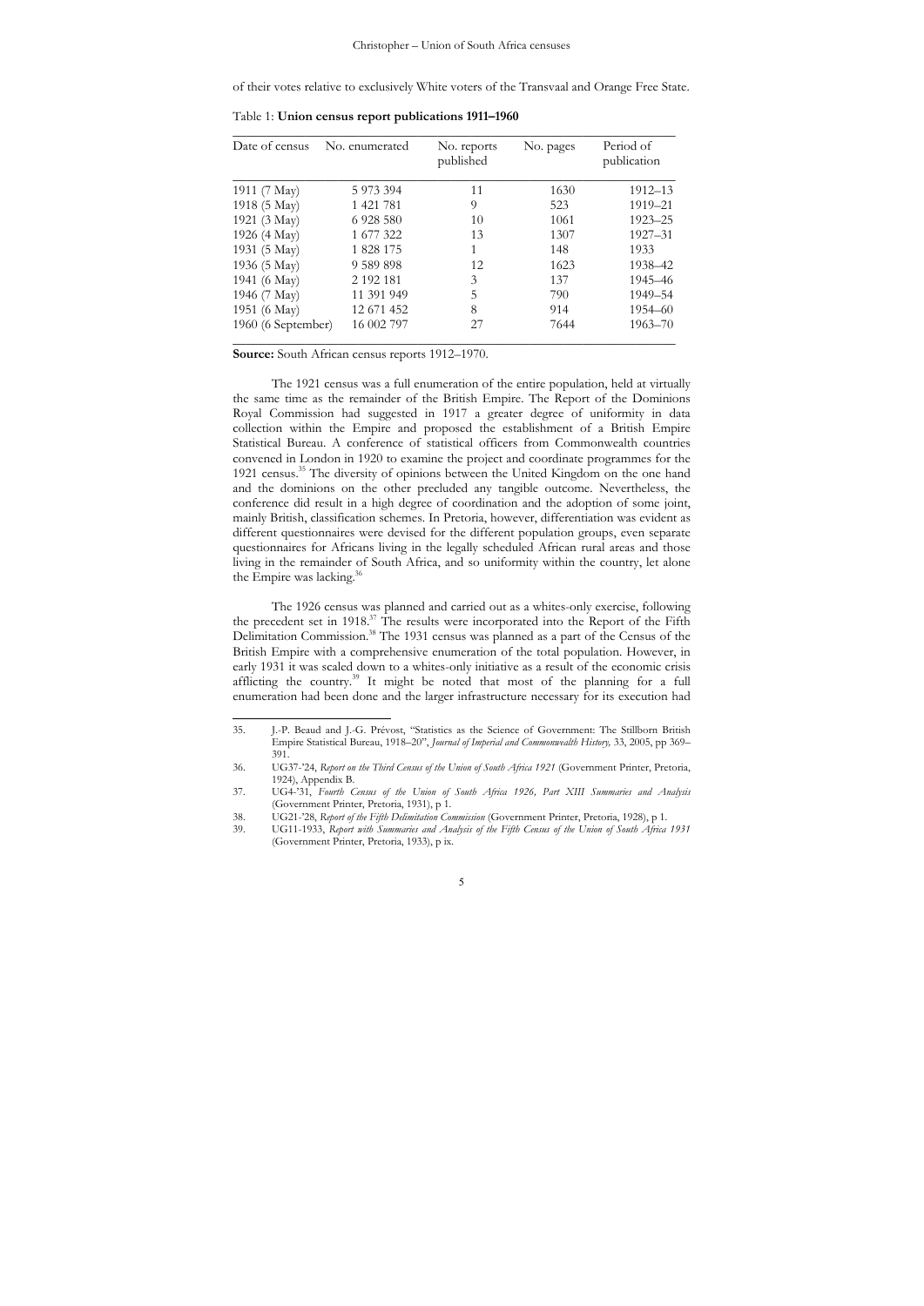of their votes relative to exclusively White voters of the Transvaal and Orange Free State.

Table 1: **Union census report publications 1911–1960**

| Date of census | No. enumerated | No. reports published | No. pages | Period of publication |
|---|---|---|---|---|
| 1911 (7 May) | 5 973 394 | 11 | 1630 | 1912–13 |
| 1918 (5 May) | 1 421 781 | 9 | 523 | 1919–21 |
| 1921 (3 May) | 6 928 580 | 10 | 1061 | 1923–25 |
| 1926 (4 May) | 1 677 322 | 13 | 1307 | 1927–31 |
| 1931 (5 May) | 1 828 175 | 1 | 148 | 1933 |
| 1936 (5 May) | 9 589 898 | 12 | 1623 | 1938–42 |
| 1941 (6 May) | 2 192 181 | 3 | 137 | 1945–46 |
| 1946 (7 May) | 11 391 949 | 5 | 790 | 1949–54 |
| 1951 (6 May) | 12 671 452 | 8 | 914 | 1954–60 |
| 1960 (6 September) | 16 002 797 | 27 | 7644 | 1963–70 |

**Source:** South African census reports 1912–1970.

The 1921 census was a full enumeration of the entire population, held at virtually the same time as the remainder of the British Empire. The Report of the Dominions Royal Commission had suggested in 1917 a greater degree of uniformity in data collection within the Empire and proposed the establishment of a British Empire Statistical Bureau. A conference of statistical officers from Commonwealth countries convened in London in 1920 to examine the project and coordinate programmes for the 1921 census.[35] The diversity of opinions between the United Kingdom on the one hand and the dominions on the other precluded any tangible outcome. Nevertheless, the conference did result in a high degree of coordination and the adoption of some joint, mainly British, classification schemes. In Pretoria, however, differentiation was evident as different questionnaires were devised for the different population groups, even separate questionnaires for Africans living in the legally scheduled African rural areas and those living in the remainder of South Africa, and so uniformity within the country, let alone the Empire was lacking.[36]

The 1926 census was planned and carried out as a whites-only exercise, following the precedent set in 1918.[37] The results were incorporated into the Report of the Fifth Delimitation Commission.[38] The 1931 census was planned as a part of the Census of the British Empire with a comprehensive enumeration of the total population. However, in early 1931 it was scaled down to a whites-only initiative as a result of the economic crisis afflicting the country.[39] It might be noted that most of the planning for a full enumeration had been done and the larger infrastructure necessary for its execution had

35. J.-P. Beaud and J.-G. Prévost, "Statistics as the Science of Government: The Stillborn British Empire Statistical Bureau, 1918–20", *Journal of Imperial and Commonwealth History,* 33, 2005, pp 369–391.

36. UG37-'24, *Report on the Third Census of the Union of South Africa 1921* (Government Printer, Pretoria, 1924), Appendix B.

37. UG4-'31, *Fourth Census of the Union of South Africa 1926, Part XIII Summaries and Analysis* (Government Printer, Pretoria, 1931), p 1.

38. UG21-'28, *Report of the Fifth Delimitation Commission* (Government Printer, Pretoria, 1928), p 1.

39. UG11-1933, *Report with Summaries and Analysis of the Fifth Census of the Union of South Africa 1931* (Government Printer, Pretoria, 1933), p ix.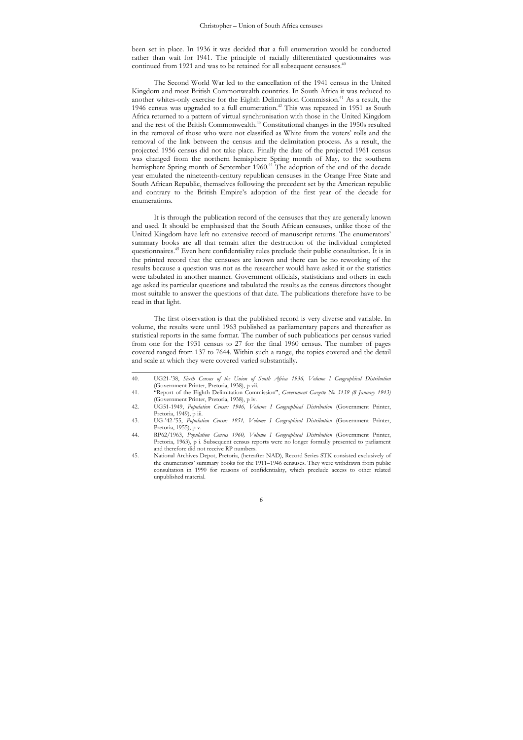been set in place. In 1936 it was decided that a full enumeration would be conducted rather than wait for 1941. The principle of racially differentiated questionnaires was continued from 1921 and was to be retained for all subsequent censuses.[40]

The Second World War led to the cancellation of the 1941 census in the United Kingdom and most British Commonwealth countries. In South Africa it was reduced to another whites-only exercise for the Eighth Delimitation Commission.[41] As a result, the 1946 census was upgraded to a full enumeration.[42] This was repeated in 1951 as South Africa returned to a pattern of virtual synchronisation with those in the United Kingdom and the rest of the British Commonwealth.[43] Constitutional changes in the 1950s resulted in the removal of those who were not classified as White from the voters' rolls and the removal of the link between the census and the delimitation process. As a result, the projected 1956 census did not take place. Finally the date of the projected 1961 census was changed from the northern hemisphere Spring month of May, to the southern hemisphere Spring month of September 1960.[44] The adoption of the end of the decade year emulated the nineteenth-century republican censuses in the Orange Free State and South African Republic, themselves following the precedent set by the American republic and contrary to the British Empire's adoption of the first year of the decade for enumerations.

It is through the publication record of the censuses that they are generally known and used. It should be emphasised that the South African censuses, unlike those of the United Kingdom have left no extensive record of manuscript returns. The enumerators' summary books are all that remain after the destruction of the individual completed questionnaires.[45] Even here confidentiality rules preclude their public consultation. It is in the printed record that the censuses are known and there can be no reworking of the results because a question was not as the researcher would have asked it or the statistics were tabulated in another manner. Government officials, statisticians and others in each age asked its particular questions and tabulated the results as the census directors thought most suitable to answer the questions of that date. The publications therefore have to be read in that light.

The first observation is that the published record is very diverse and variable. In volume, the results were until 1963 published as parliamentary papers and thereafter as statistical reports in the same format. The number of such publications per census varied from one for the 1931 census to 27 for the final 1960 census. The number of pages covered ranged from 137 to 7644. Within such a range, the topics covered and the detail and scale at which they were covered varied substantially.

---

40. UG21-'38, *Sixth Census of the Union of South Africa 1936, Volume I Geographical Distribution* (Government Printer, Pretoria, 1938), p vii.
41. "Report of the Eighth Delimitation Commission", *Government Gazette No 3139 (8 January 1943)* (Government Printer, Pretoria, 1938), p iv.
42. UG51-1949, *Population Census 1946, Volume I Geographical Distribution* (Government Printer, Pretoria, 1949), p iii.
43. UG-'42-'55, *Population Census 1951, Volume I Geographical Distribution* (Government Printer, Pretoria, 1955), p v.
44. RP62/1963, *Population Census 1960, Volume I Geographical Distribution* (Government Printer, Pretoria, 1963), p i. Subsequent census reports were no longer formally presented to parliament and therefore did not receive RP numbers.
45. National Archives Depot, Pretoria, (hereafter NAD), Record Series STK consisted exclusively of the enumerators' summary books for the 1911–1946 censuses. They were withdrawn from public consultation in 1990 for reasons of confidentiality, which preclude access to other related unpublished material.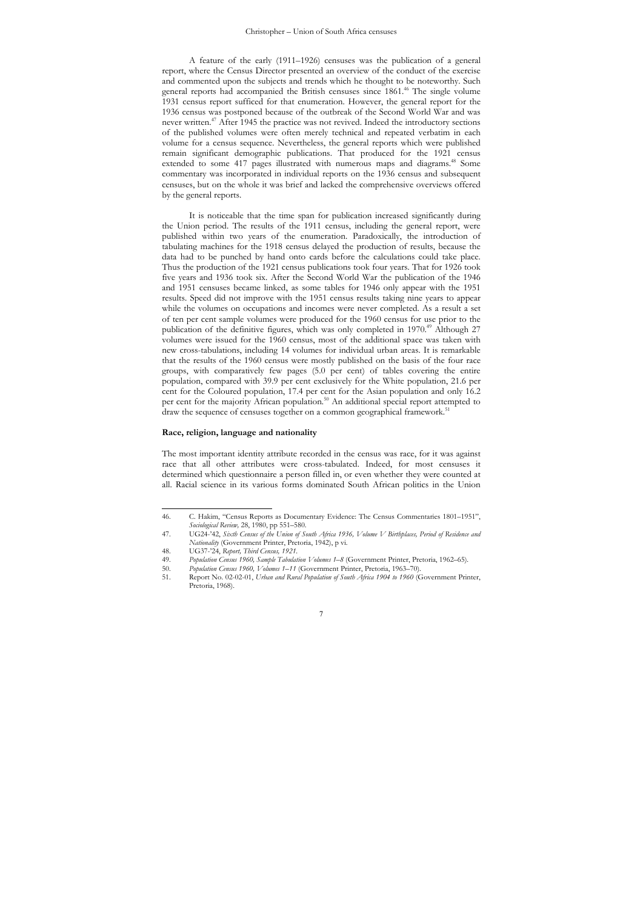A feature of the early (1911–1926) censuses was the publication of a general report, where the Census Director presented an overview of the conduct of the exercise and commented upon the subjects and trends which he thought to be noteworthy. Such general reports had accompanied the British censuses since 1861.[46] The single volume 1931 census report sufficed for that enumeration. However, the general report for the 1936 census was postponed because of the outbreak of the Second World War and was never written.[47] After 1945 the practice was not revived. Indeed the introductory sections of the published volumes were often merely technical and repeated verbatim in each volume for a census sequence. Nevertheless, the general reports which were published remain significant demographic publications. That produced for the 1921 census extended to some 417 pages illustrated with numerous maps and diagrams.[48] Some commentary was incorporated in individual reports on the 1936 census and subsequent censuses, but on the whole it was brief and lacked the comprehensive overviews offered by the general reports.

It is noticeable that the time span for publication increased significantly during the Union period. The results of the 1911 census, including the general report, were published within two years of the enumeration. Paradoxically, the introduction of tabulating machines for the 1918 census delayed the production of results, because the data had to be punched by hand onto cards before the calculations could take place. Thus the production of the 1921 census publications took four years. That for 1926 took five years and 1936 took six. After the Second World War the publication of the 1946 and 1951 censuses became linked, as some tables for 1946 only appear with the 1951 results. Speed did not improve with the 1951 census results taking nine years to appear while the volumes on occupations and incomes were never completed. As a result a set of ten per cent sample volumes were produced for the 1960 census for use prior to the publication of the definitive figures, which was only completed in 1970.[49] Although 27 volumes were issued for the 1960 census, most of the additional space was taken with new cross-tabulations, including 14 volumes for individual urban areas. It is remarkable that the results of the 1960 census were mostly published on the basis of the four race groups, with comparatively few pages (5.0 per cent) of tables covering the entire population, compared with 39.9 per cent exclusively for the White population, 21.6 per cent for the Coloured population, 17.4 per cent for the Asian population and only 16.2 per cent for the majority African population.[50] An additional special report attempted to draw the sequence of censuses together on a common geographical framework.[51]

## Race, religion, language and nationality

The most important identity attribute recorded in the census was race, for it was against race that all other attributes were cross-tabulated. Indeed, for most censuses it determined which questionnaire a person filled in, or even whether they were counted at all. Racial science in its various forms dominated South African politics in the Union

---

46. C. Hakim, "Census Reports as Documentary Evidence: The Census Commentaries 1801–1951", *Sociological Review*, 28, 1980, pp 551–580.
47. UG24-'42, *Sixth Census of the Union of South Africa 1936, Volume V Birthplaces, Period of Residence and Nationality* (Government Printer, Pretoria, 1942), p vi.
48. UG37-'24, *Report, Third Census, 1921*.
49. *Population Census 1960, Sample Tabulation Volumes 1–8* (Government Printer, Pretoria, 1962–65).
50. *Population Census 1960, Volumes 1–11* (Government Printer, Pretoria, 1963–70).
51. Report No. 02-02-01, *Urban and Rural Population of South Africa 1904 to 1960* (Government Printer, Pretoria, 1968).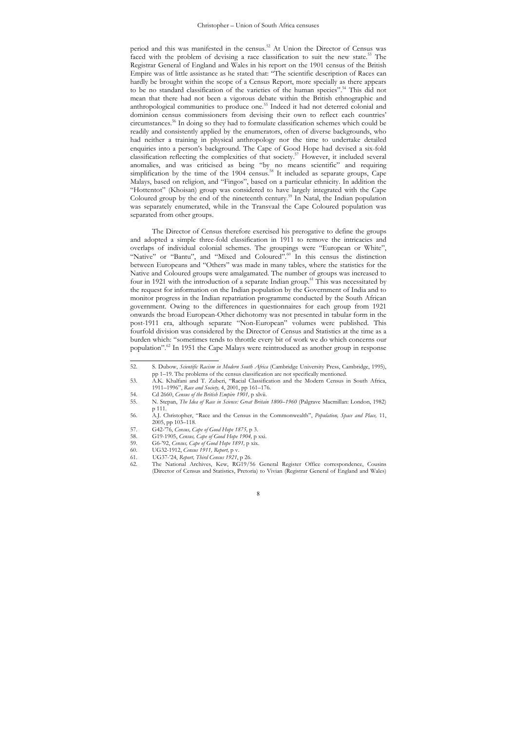period and this was manifested in the census.[52] At Union the Director of Census was faced with the problem of devising a race classification to suit the new state.[53] The Registrar General of England and Wales in his report on the 1901 census of the British Empire was of little assistance as he stated that: "The scientific description of Races can hardly be brought within the scope of a Census Report, more specially as there appears to be no standard classification of the varieties of the human species".[54] This did not mean that there had not been a vigorous debate within the British ethnographic and anthropological communities to produce one.[55] Indeed it had not deterred colonial and dominion census commissioners from devising their own to reflect each countries' circumstances.[56] In doing so they had to formulate classification schemes which could be readily and consistently applied by the enumerators, often of diverse backgrounds, who had neither a training in physical anthropology nor the time to undertake detailed enquiries into a person's background. The Cape of Good Hope had devised a six-fold classification reflecting the complexities of that society.[57] However, it included several anomalies, and was criticised as being "by no means scientific" and requiring simplification by the time of the 1904 census.[58] It included as separate groups, Cape Malays, based on religion, and "Fingos", based on a particular ethnicity. In addition the "Hottentot" (Khoisan) group was considered to have largely integrated with the Cape Coloured group by the end of the nineteenth century.[59] In Natal, the Indian population was separately enumerated, while in the Transvaal the Cape Coloured population was separated from other groups.

The Director of Census therefore exercised his prerogative to define the groups and adopted a simple three-fold classification in 1911 to remove the intricacies and overlaps of individual colonial schemes. The groupings were "European or White", "Native" or "Bantu", and "Mixed and Coloured".[60] In this census the distinction between Europeans and "Others" was made in many tables, where the statistics for the Native and Coloured groups were amalgamated. The number of groups was increased to four in 1921 with the introduction of a separate Indian group.[61] This was necessitated by the request for information on the Indian population by the Government of India and to monitor progress in the Indian repatriation programme conducted by the South African government. Owing to the differences in questionnaires for each group from 1921 onwards the broad European-Other dichotomy was not presented in tabular form in the post-1911 era, although separate "Non-European" volumes were published. This fourfold division was considered by the Director of Census and Statistics at the time as a burden which: "sometimes tends to throttle every bit of work we do which concerns our population".[62] In 1951 the Cape Malays were reintroduced as another group in response

---

52. S. Dubow, *Scientific Racism in Modern South Africa* (Cambridge University Press, Cambridge, 1995), pp 1–19. The problems of the census classification are not specifically mentioned.
53. A.K. Khalfani and T. Zuberi, "Racial Classification and the Modern Census in South Africa, 1911–1996", *Race and Society*, 4, 2001, pp 161–176.
54. Cd 2660, *Census of the British Empire 1901*, p xlvii.
55. N. Stepan, *The Idea of Race in Science: Great Britain 1800–1960* (Palgrave Macmillan: London, 1982) p 111.
56. A.J. Christopher, "Race and the Census in the Commonwealth", *Population, Space and Place,* 11, 2005, pp 103–118.
57. G42-'76, *Census, Cape of Good Hope 1875,* p 3.
58. G19-1905, *Census, Cape of Good Hope 1904,* p xxi.
59. G6-'92, *Census, Cape of Good Hope 1891,* p xix.
60. UG32-1912, *Census 1911, Report,* p v.
61. UG37-'24, *Report, Third Census 1921*, p 26.
62. The National Archives, Kew, RG19/56 General Register Office correspondence, Cousins (Director of Census and Statistics, Pretoria) to Vivian (Registrar General of England and Wales)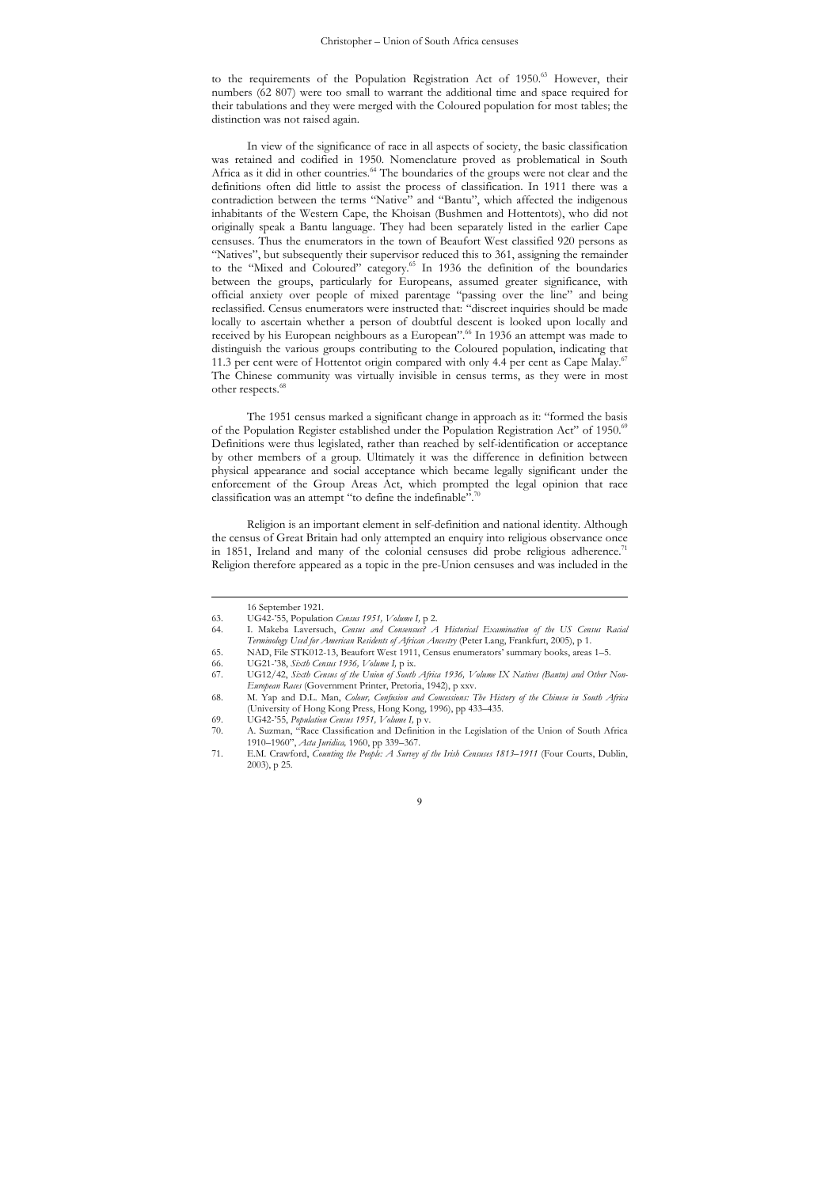to the requirements of the Population Registration Act of 1950.[63] However, their numbers (62 807) were too small to warrant the additional time and space required for their tabulations and they were merged with the Coloured population for most tables; the distinction was not raised again.

In view of the significance of race in all aspects of society, the basic classification was retained and codified in 1950. Nomenclature proved as problematical in South Africa as it did in other countries.[64] The boundaries of the groups were not clear and the definitions often did little to assist the process of classification. In 1911 there was a contradiction between the terms "Native" and "Bantu", which affected the indigenous inhabitants of the Western Cape, the Khoisan (Bushmen and Hottentots), who did not originally speak a Bantu language. They had been separately listed in the earlier Cape censuses. Thus the enumerators in the town of Beaufort West classified 920 persons as "Natives", but subsequently their supervisor reduced this to 361, assigning the remainder to the "Mixed and Coloured" category.[65] In 1936 the definition of the boundaries between the groups, particularly for Europeans, assumed greater significance, with official anxiety over people of mixed parentage "passing over the line" and being reclassified. Census enumerators were instructed that: "discreet inquiries should be made locally to ascertain whether a person of doubtful descent is looked upon locally and received by his European neighbours as a European".[66] In 1936 an attempt was made to distinguish the various groups contributing to the Coloured population, indicating that 11.3 per cent were of Hottentot origin compared with only 4.4 per cent as Cape Malay.[67] The Chinese community was virtually invisible in census terms, as they were in most other respects.[68]

The 1951 census marked a significant change in approach as it: "formed the basis of the Population Register established under the Population Registration Act" of 1950.[69] Definitions were thus legislated, rather than reached by self-identification or acceptance by other members of a group. Ultimately it was the difference in definition between physical appearance and social acceptance which became legally significant under the enforcement of the Group Areas Act, which prompted the legal opinion that race classification was an attempt "to define the indefinable".[70]

Religion is an important element in self-definition and national identity. Although the census of Great Britain had only attempted an enquiry into religious observance once in 1851, Ireland and many of the colonial censuses did probe religious adherence.[71] Religion therefore appeared as a topic in the pre-Union censuses and was included in the

---

16 September 1921.

63. UG42-'55, Population *Census 1951, Volume I,* p 2.
64. I. Makeba Laversuch, *Census and Consensus? A Historical Examination of the US Census Racial Terminology Used for American Residents of African Ancestry* (Peter Lang, Frankfurt, 2005), p 1.
65. NAD, File STK012-13, Beaufort West 1911, Census enumerators' summary books, areas 1–5.
66. UG21-'38, *Sixth Census 1936, Volume I,* p ix.
67. UG12/42, *Sixth Census of the Union of South Africa 1936, Volume IX Natives (Bantu) and Other Non-European Races* (Government Printer, Pretoria, 1942), p xxv.
68. M. Yap and D.L. Man, *Colour, Confusion and Concessions: The History of the Chinese in South Africa* (University of Hong Kong Press, Hong Kong, 1996), pp 433–435.
69. UG42-'55, *Population Census 1951, Volume I,* p v.
70. A. Suzman, "Race Classification and Definition in the Legislation of the Union of South Africa 1910–1960", *Acta Juridica,* 1960, pp 339–367.
71. E.M. Crawford, *Counting the People: A Survey of the Irish Censuses 1813–1911* (Four Courts, Dublin, 2003), p 25.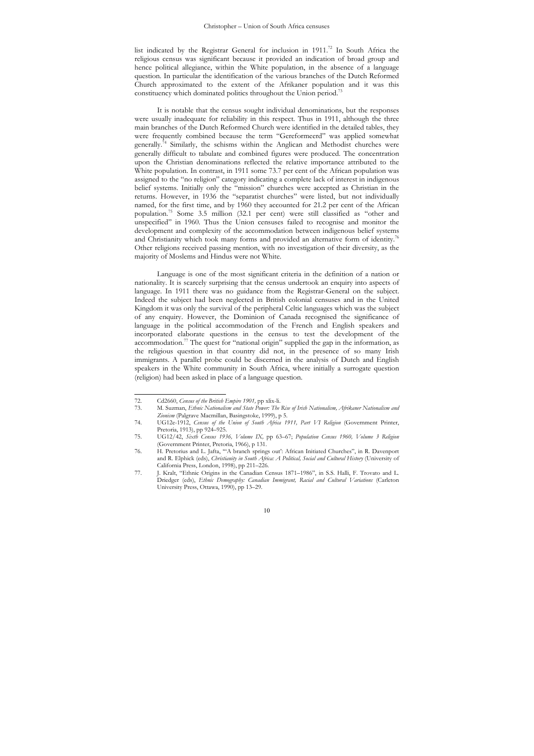list indicated by the Registrar General for inclusion in 1911.[72] In South Africa the religious census was significant because it provided an indication of broad group and hence political allegiance, within the White population, in the absence of a language question. In particular the identification of the various branches of the Dutch Reformed Church approximated to the extent of the Afrikaner population and it was this constituency which dominated politics throughout the Union period.[73]

It is notable that the census sought individual denominations, but the responses were usually inadequate for reliability in this respect. Thus in 1911, although the three main branches of the Dutch Reformed Church were identified in the detailed tables, they were frequently combined because the term "Gereformeerd" was applied somewhat generally.[74] Similarly, the schisms within the Anglican and Methodist churches were generally difficult to tabulate and combined figures were produced. The concentration upon the Christian denominations reflected the relative importance attributed to the White population. In contrast, in 1911 some 73.7 per cent of the African population was assigned to the "no religion" category indicating a complete lack of interest in indigenous belief systems. Initially only the "mission" churches were accepted as Christian in the returns. However, in 1936 the "separatist churches" were listed, but not individually named, for the first time, and by 1960 they accounted for 21.2 per cent of the African population.[75] Some 3.5 million (32.1 per cent) were still classified as "other and unspecified" in 1960. Thus the Union censuses failed to recognise and monitor the development and complexity of the accommodation between indigenous belief systems and Christianity which took many forms and provided an alternative form of identity.[76] Other religions received passing mention, with no investigation of their diversity, as the majority of Moslems and Hindus were not White.

Language is one of the most significant criteria in the definition of a nation or nationality. It is scarcely surprising that the census undertook an enquiry into aspects of language. In 1911 there was no guidance from the Registrar-General on the subject. Indeed the subject had been neglected in British colonial censuses and in the United Kingdom it was only the survival of the peripheral Celtic languages which was the subject of any enquiry. However, the Dominion of Canada recognised the significance of language in the political accommodation of the French and English speakers and incorporated elaborate questions in the census to test the development of the accommodation.[77] The quest for "national origin" supplied the gap in the information, as the religious question in that country did not, in the presence of so many Irish immigrants. A parallel probe could be discerned in the analysis of Dutch and English speakers in the White community in South Africa, where initially a surrogate question (religion) had been asked in place of a language question.

---

72. Cd2660, *Census of the British Empire 1901,* pp xlix-li.
73. M. Suzman, *Ethnic Nationalism and State Power: The Rise of Irish Nationalism, Afrikaner Nationalism and Zionism* (Palgrave Macmillan, Basingstoke, 1999), p 5.
74. UG12c-1912, *Census of the Union of South Africa 1911, Part VI Religion* (Government Printer, Pretoria, 1913), pp 924–925.
75. UG12/42, *Sixth Census 1936, Volume IX,* pp 63–67; *Population Census 1960, Volume 3 Religion* (Government Printer, Pretoria, 1966), p 131.
76. H. Pretorius and L. Jafta, "'A branch springs out': African Initiated Churches", in R. Davenport and R. Elphick (eds), *Christianity in South Africa: A Political, Social and Cultural History* (University of California Press, London, 1998), pp 211–226.
77. J. Kralt, "Ethnic Origins in the Canadian Census 1871–1986", in S.S. Halli, F. Trovato and L. Driedger (eds), *Ethnic Demography: Canadian Immigrant, Racial and Cultural Variations* (Carleton University Press, Ottawa, 1990), pp 13–29.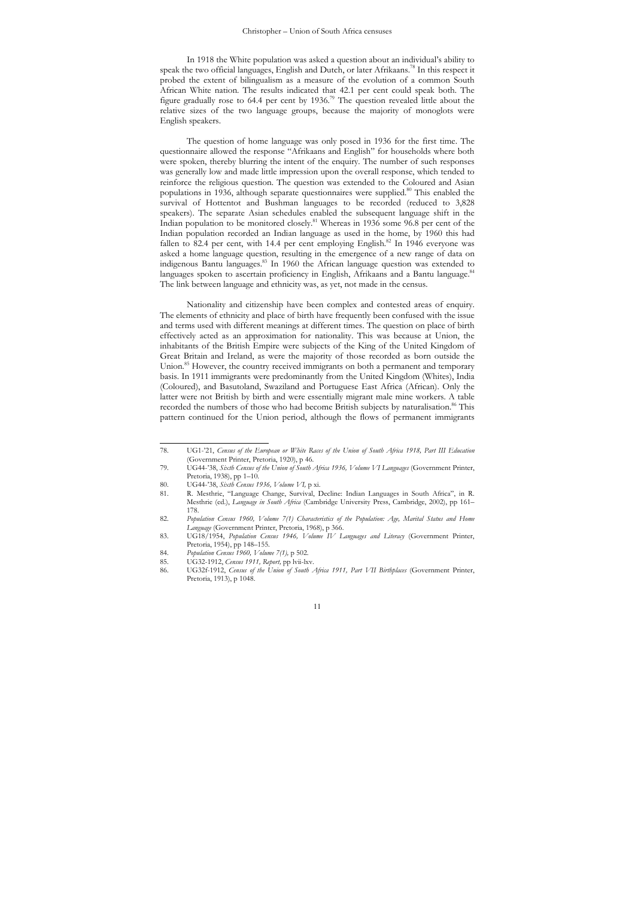In 1918 the White population was asked a question about an individual's ability to speak the two official languages, English and Dutch, or later Afrikaans.[78] In this respect it probed the extent of bilingualism as a measure of the evolution of a common South African White nation. The results indicated that 42.1 per cent could speak both. The figure gradually rose to 64.4 per cent by 1936.[79] The question revealed little about the relative sizes of the two language groups, because the majority of monoglots were English speakers.

The question of home language was only posed in 1936 for the first time. The questionnaire allowed the response "Afrikaans and English" for households where both were spoken, thereby blurring the intent of the enquiry. The number of such responses was generally low and made little impression upon the overall response, which tended to reinforce the religious question. The question was extended to the Coloured and Asian populations in 1936, although separate questionnaires were supplied.[80] This enabled the survival of Hottentot and Bushman languages to be recorded (reduced to 3,828 speakers). The separate Asian schedules enabled the subsequent language shift in the Indian population to be monitored closely.[81] Whereas in 1936 some 96.8 per cent of the Indian population recorded an Indian language as used in the home, by 1960 this had fallen to 82.4 per cent, with 14.4 per cent employing English.[82] In 1946 everyone was asked a home language question, resulting in the emergence of a new range of data on indigenous Bantu languages.[83] In 1960 the African language question was extended to languages spoken to ascertain proficiency in English, Afrikaans and a Bantu language.[84] The link between language and ethnicity was, as yet, not made in the census.

Nationality and citizenship have been complex and contested areas of enquiry. The elements of ethnicity and place of birth have frequently been confused with the issue and terms used with different meanings at different times. The question on place of birth effectively acted as an approximation for nationality. This was because at Union, the inhabitants of the British Empire were subjects of the King of the United Kingdom of Great Britain and Ireland, as were the majority of those recorded as born outside the Union.[85] However, the country received immigrants on both a permanent and temporary basis. In 1911 immigrants were predominantly from the United Kingdom (Whites), India (Coloured), and Basutoland, Swaziland and Portuguese East Africa (African). Only the latter were not British by birth and were essentially migrant male mine workers. A table recorded the numbers of those who had become British subjects by naturalisation.[86] This pattern continued for the Union period, although the flows of permanent immigrants

---

78. UG1-'21, *Census of the European or White Races of the Union of South Africa 1918, Part III Education* (Government Printer, Pretoria, 1920), p 46.
79. UG44-'38, *Sixth Census of the Union of South Africa 1936, Volume VI Languages* (Government Printer, Pretoria, 1938), pp 1–10.
80. UG44-'38, *Sixth Census 1936, Volume VI,* p xi.
81. R. Mesthrie, "Language Change, Survival, Decline: Indian Languages in South Africa", in R. Mesthrie (ed.), *Language in South Africa* (Cambridge University Press, Cambridge, 2002), pp 161–178.
82. *Population Census 1960, Volume 7(1) Characteristics of the Population: Age, Marital Status and Home Language* (Government Printer, Pretoria, 1968), p 366.
83. UG18/1954, *Population Census 1946, Volume IV Languages and Literacy* (Government Printer, Pretoria, 1954), pp 148–155.
84. *Population Census 1960, Volume 7(1),* p 502.
85. UG32-1912, *Census 1911, Report,* pp lvii-lxv.
86. UG32f-1912, *Census of the Union of South Africa 1911, Part VII Birthplaces* (Government Printer, Pretoria, 1913), p 1048.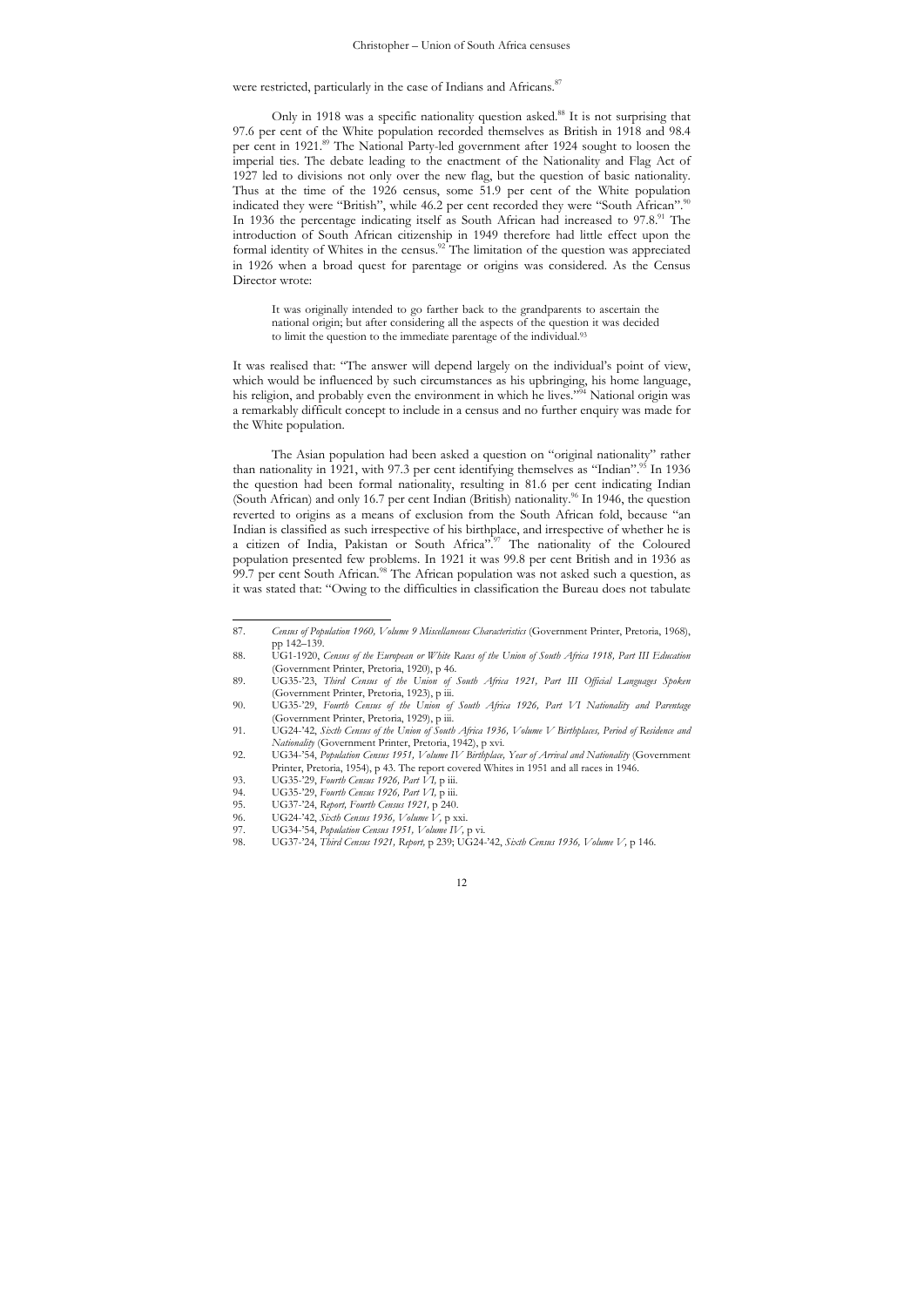were restricted, particularly in the case of Indians and Africans.[87]

Only in 1918 was a specific nationality question asked.[88] It is not surprising that 97.6 per cent of the White population recorded themselves as British in 1918 and 98.4 per cent in 1921.[89] The National Party-led government after 1924 sought to loosen the imperial ties. The debate leading to the enactment of the Nationality and Flag Act of 1927 led to divisions not only over the new flag, but the question of basic nationality. Thus at the time of the 1926 census, some 51.9 per cent of the White population indicated they were "British", while 46.2 per cent recorded they were "South African".[90] In 1936 the percentage indicating itself as South African had increased to 97.8.[91] The introduction of South African citizenship in 1949 therefore had little effect upon the formal identity of Whites in the census.[92] The limitation of the question was appreciated in 1926 when a broad quest for parentage or origins was considered. As the Census Director wrote:

> It was originally intended to go farther back to the grandparents to ascertain the national origin; but after considering all the aspects of the question it was decided to limit the question to the immediate parentage of the individual.[93]

It was realised that: "The answer will depend largely on the individual's point of view, which would be influenced by such circumstances as his upbringing, his home language, his religion, and probably even the environment in which he lives."[94] National origin was a remarkably difficult concept to include in a census and no further enquiry was made for the White population.

The Asian population had been asked a question on "original nationality" rather than nationality in 1921, with 97.3 per cent identifying themselves as "Indian".[95] In 1936 the question had been formal nationality, resulting in 81.6 per cent indicating Indian (South African) and only 16.7 per cent Indian (British) nationality.[96] In 1946, the question reverted to origins as a means of exclusion from the South African fold, because "an Indian is classified as such irrespective of his birthplace, and irrespective of whether he is a citizen of India, Pakistan or South Africa".[97] The nationality of the Coloured population presented few problems. In 1921 it was 99.8 per cent British and in 1936 as 99.7 per cent South African.[98] The African population was not asked such a question, as it was stated that: "Owing to the difficulties in classification the Bureau does not tabulate

---

87. *Census of Population 1960, Volume 9 Miscellaneous Characteristics* (Government Printer, Pretoria, 1968), pp 142–139.
88. UG1-1920, *Census of the European or White Races of the Union of South Africa 1918, Part III Education* (Government Printer, Pretoria, 1920), p 46.
89. UG35-'23, *Third Census of the Union of South Africa 1921, Part III Official Languages Spoken* (Government Printer, Pretoria, 1923), p iii.
90. UG35-'29, *Fourth Census of the Union of South Africa 1926, Part VI Nationality and Parentage* (Government Printer, Pretoria, 1929), p iii.
91. UG24-'42, *Sixth Census of the Union of South Africa 1936, Volume V Birthplaces, Period of Residence and Nationality* (Government Printer, Pretoria, 1942), p xvi.
92. UG34-'54, *Population Census 1951, Volume IV Birthplace, Year of Arrival and Nationality* (Government Printer, Pretoria, 1954), p 43. The report covered Whites in 1951 and all races in 1946.
93. UG35-'29, *Fourth Census 1926, Part VI,* p iii.
94. UG35-'29, *Fourth Census 1926, Part VI,* p iii.
95. UG37-'24, *Report, Fourth Census 1921,* p 240.
96. UG24-'42, *Sixth Census 1936, Volume V,* p xxi.
97. UG34-'54, *Population Census 1951, Volume IV,* p vi.
98. UG37-'24, *Third Census 1921, Report,* p 239; UG24-'42, *Sixth Census 1936, Volume V,* p 146.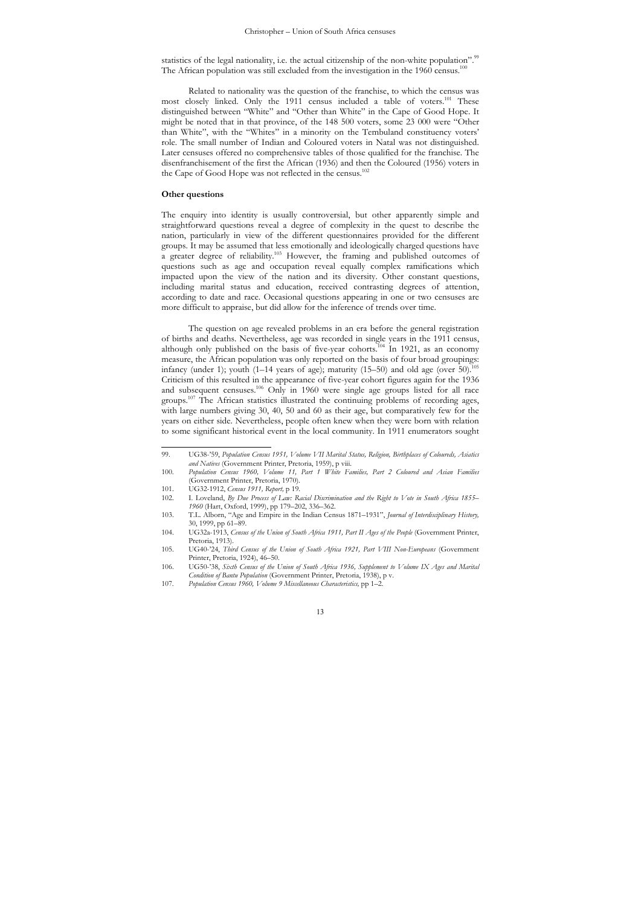statistics of the legal nationality, i.e. the actual citizenship of the non-white population".[99] The African population was still excluded from the investigation in the 1960 census.[100]

Related to nationality was the question of the franchise, to which the census was most closely linked. Only the 1911 census included a table of voters.[101] These distinguished between "White" and "Other than White" in the Cape of Good Hope. It might be noted that in that province, of the 148 500 voters, some 23 000 were "Other than White", with the "Whites" in a minority on the Tembuland constituency voters' role. The small number of Indian and Coloured voters in Natal was not distinguished. Later censuses offered no comprehensive tables of those qualified for the franchise. The disenfranchisement of the first the African (1936) and then the Coloured (1956) voters in the Cape of Good Hope was not reflected in the census.[102]

## Other questions

The enquiry into identity is usually controversial, but other apparently simple and straightforward questions reveal a degree of complexity in the quest to describe the nation, particularly in view of the different questionnaires provided for the different groups. It may be assumed that less emotionally and ideologically charged questions have a greater degree of reliability.[103] However, the framing and published outcomes of questions such as age and occupation reveal equally complex ramifications which impacted upon the view of the nation and its diversity. Other constant questions, including marital status and education, received contrasting degrees of attention, according to date and race. Occasional questions appearing in one or two censuses are more difficult to appraise, but did allow for the inference of trends over time.

The question on age revealed problems in an era before the general registration of births and deaths. Nevertheless, age was recorded in single years in the 1911 census, although only published on the basis of five-year cohorts.[104] In 1921, as an economy measure, the African population was only reported on the basis of four broad groupings: infancy (under 1); youth (1–14 years of age); maturity (15–50) and old age (over 50).[105] Criticism of this resulted in the appearance of five-year cohort figures again for the 1936 and subsequent censuses.[106] Only in 1960 were single age groups listed for all race groups.[107] The African statistics illustrated the continuing problems of recording ages, with large numbers giving 30, 40, 50 and 60 as their age, but comparatively few for the years on either side. Nevertheless, people often knew when they were born with relation to some significant historical event in the local community. In 1911 enumerators sought

---

99. UG38-'59, *Population Census 1951, Volume VII Marital Status, Religion, Birthplaces of Coloureds, Asiatics and Natives* (Government Printer, Pretoria, 1959), p viii.
100. *Population Census 1960, Volume 11, Part 1 White Families, Part 2 Coloured and Asian Families* (Government Printer, Pretoria, 1970).
101. UG32-1912, *Census 1911, Report,* p 19.
102. I. Loveland, *By Due Process of Law: Racial Discrimination and the Right to Vote in South Africa 1855–1960* (Hart, Oxford, 1999), pp 179–202, 336–362.
103. T.L. Alborn, "Age and Empire in the Indian Census 1871–1931", *Journal of Interdisciplinary History,* 30, 1999, pp 61–89.
104. UG32a-1913, *Census of the Union of South Africa 1911, Part II Ages of the People* (Government Printer, Pretoria, 1913).
105. UG40-'24, *Third Census of the Union of South Africa 1921, Part VIII Non-Europeans* (Government Printer, Pretoria, 1924), 46–50.
106. UG50-'38, *Sixth Census of the Union of South Africa 1936, Supplement to Volume IX Ages and Marital Condition of Bantu Population* (Government Printer, Pretoria, 1938), p v.
107. *Population Census 1960, Volume 9 Miscellaneous Characteristics,* pp 1–2.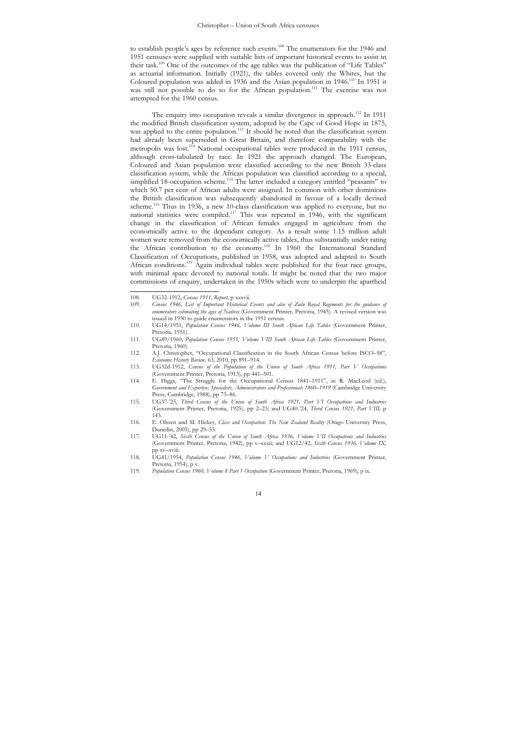to establish people's ages by reference such events.[108] The enumerators for the 1946 and 1951 censuses were supplied with suitable lists of important historical events to assist in their task.[109] One of the outcomes of the age tables was the publication of "Life Tables" as actuarial information. Initially (1921), the tables covered only the Whites, but the Coloured population was added in 1936 and the Asian population in 1946.[110] In 1951 it was still not possible to do so for the African population.[111] The exercise was not attempted for the 1960 census.

The enquiry into occupation reveals a similar divergence in approach.[112] In 1911 the modified British classification system, adopted by the Cape of Good Hope in 1875, was applied to the entire population.[113] It should be noted that the classification system had already been superseded in Great Britain, and therefore comparability with the metropolis was lost.[114] National occupational tables were produced in the 1911 census, although cross-tabulated by race. In 1921 the approach changed. The European, Coloured and Asian population were classified according to the new British 33-class classification system, while the African population was classified according to a special, simplified 18-occupation scheme.[115] The latter included a category entitled "peasants" to which 50.7 per cent of African adults were assigned. In common with other dominions the British classification was subsequently abandoned in favour of a locally devised scheme.[116] Thus in 1936, a new 10-class classification was applied to everyone, but no national statistics were compiled.[117] This was repeated in 1946, with the significant change in the classification of African females engaged in agriculture from the economically active to the dependant category. As a result some 1.15 million adult women were removed from the economically active tables, thus substantially under rating the African contribution to the economy.[118] In 1960 the International Standard Classification of Occupations, published in 1958, was adopted and adapted to South African conditions.[119] Again individual tables were published for the four race groups, with minimal space devoted to national totals. It might be noted that the two major commissions of enquiry, undertaken in the 1950s which were to underpin the apartheid

---

108. UG32-1912, *Census 1911, Report,* p xxxvii.
109. *Census 1946, List of Important Historical Events and also of Zulu Royal Regiments for the guidance of enumerators estimating the ages of Natives* (Government Printer, Pretoria, 1945). A revised version was issued in 1950 to guide enumerators in the 1951 census.
110. UG14/1951, *Population Census 1946, Volume III South African Life Tables* (Government Printer, Pretoria, 1951).
111. UG49/1960, *Population Census 1951, Volume VIII South African Life Tables* (Government Printer, Pretoria, 1960).
112. A.J. Christopher, "Occupational Classification in the South African Census before ISCO–58", *Economic History Review,* 63, 2010, pp 891–914.
113. UG32d-1912, *Census of the Population of the Union of South Africa 1911, Part V Occupations* (Government Printer, Pretoria, 1913), pp 441–501.
114. E. Higgs, "The Struggle for the Occupational Census 1841–1911", in R. MacLeod (ed.), *Government and Expertise: Specialists, Administrators and Professionals 1860–1919* (Cambridge University Press, Cambridge, 1988), pp 73–86.
115. UG37-'25, *Third Census of the Union of South Africa 1921, Part VI Occupations and Industries* (Government Printer, Pretoria, 1925), pp 2–23; and UG40-'24, *Third Census 1921, Part VIII,* p 143.
116. E. Olssen and M. Hickey, *Class and Occupation: The New Zealand Reality* (Otago University Press, Dunedin, 2005), pp 29–55.
117. UG11-'42, *Sixth Census of the Union of South Africa 1936, Volume VII Occupations and Industries* (Government Printer, Pretoria, 1942), pp v–xxxii; and UG12/42, *Sixth Census 1936, Volume IX,* pp xv–xviii.
118. UG41/1954, *Population Census 1946, Volume V Occupations and Industries* (Government Printer, Pretoria, 1954), p v.
119. *Population Census 1960, Volume 8 Part 1 Occupation* (Government Printer, Pretoria, 1969), p ix.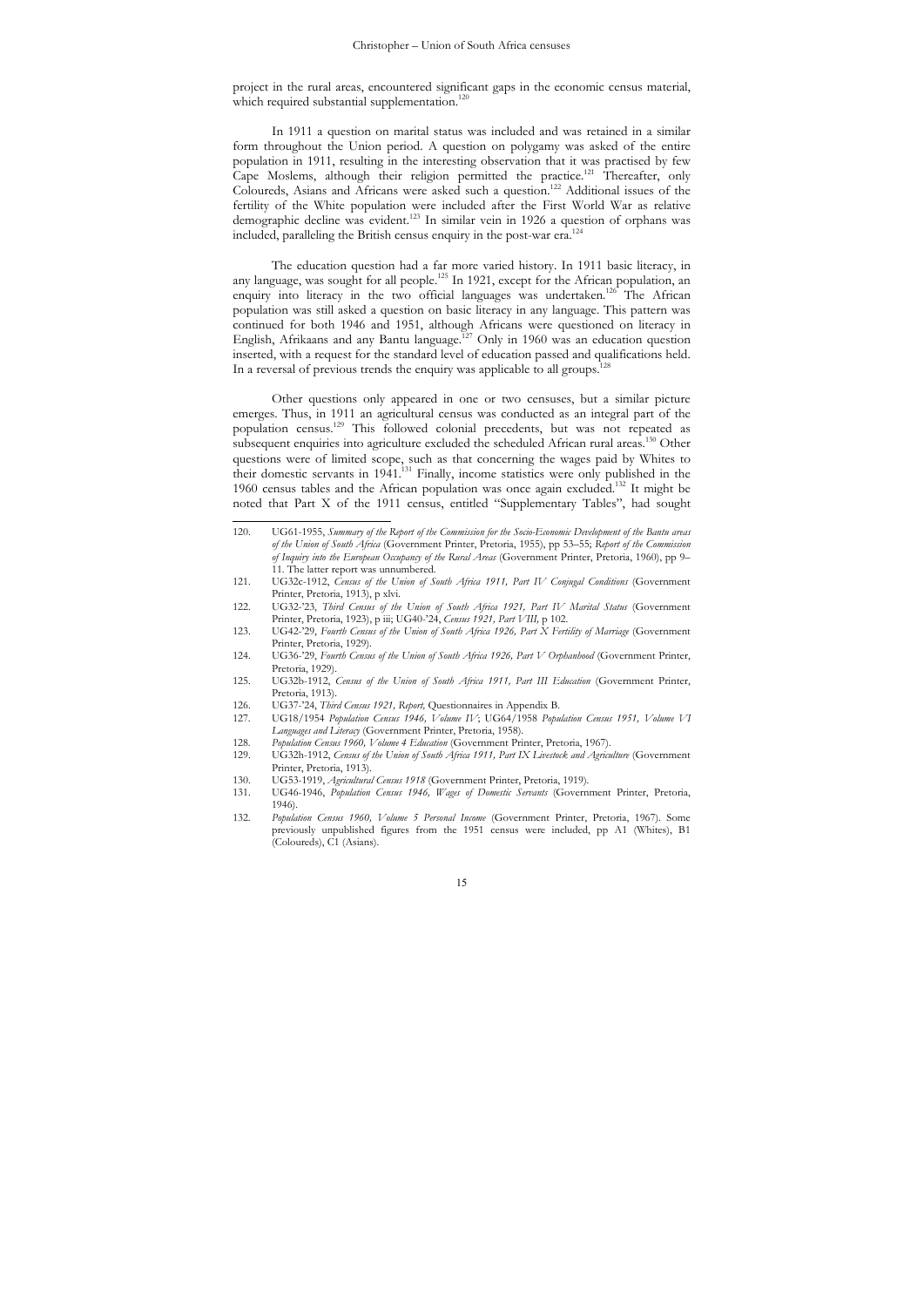project in the rural areas, encountered significant gaps in the economic census material, which required substantial supplementation.[120]

In 1911 a question on marital status was included and was retained in a similar form throughout the Union period. A question on polygamy was asked of the entire population in 1911, resulting in the interesting observation that it was practised by few Cape Moslems, although their religion permitted the practice.[121] Thereafter, only Coloureds, Asians and Africans were asked such a question.[122] Additional issues of the fertility of the White population were included after the First World War as relative demographic decline was evident.[123] In similar vein in 1926 a question of orphans was included, paralleling the British census enquiry in the post-war era.[124]

The education question had a far more varied history. In 1911 basic literacy, in any language, was sought for all people.[125] In 1921, except for the African population, an enquiry into literacy in the two official languages was undertaken.[126] The African population was still asked a question on basic literacy in any language. This pattern was continued for both 1946 and 1951, although Africans were questioned on literacy in English, Afrikaans and any Bantu language.[127] Only in 1960 was an education question inserted, with a request for the standard level of education passed and qualifications held. In a reversal of previous trends the enquiry was applicable to all groups.[128]

Other questions only appeared in one or two censuses, but a similar picture emerges. Thus, in 1911 an agricultural census was conducted as an integral part of the population census.[129] This followed colonial precedents, but was not repeated as subsequent enquiries into agriculture excluded the scheduled African rural areas.[130] Other questions were of limited scope, such as that concerning the wages paid by Whites to their domestic servants in 1941.[131] Finally, income statistics were only published in the 1960 census tables and the African population was once again excluded.[132] It might be noted that Part X of the 1911 census, entitled "Supplementary Tables", had sought

---

120. UG61-1955, *Summary of the Report of the Commission for the Socio-Economic Development of the Bantu areas of the Union of South Africa* (Government Printer, Pretoria, 1955), pp 53–55; *Report of the Commission of Inquiry into the European Occupancy of the Rural Areas* (Government Printer, Pretoria, 1960), pp 9–11. The latter report was unnumbered.
121. UG32c-1912, *Census of the Union of South Africa 1911, Part IV Conjugal Conditions* (Government Printer, Pretoria, 1913), p xlvi.
122. UG32-'23, *Third Census of the Union of South Africa 1921, Part IV Marital Status* (Government Printer, Pretoria, 1923), p iii; UG40-'24, *Census 1921, Part VIII,* p 102.
123. UG42-'29, *Fourth Census of the Union of South Africa 1926, Part X Fertility of Marriage* (Government Printer, Pretoria, 1929).
124. UG36-'29, *Fourth Census of the Union of South Africa 1926, Part V Orphanhood* (Government Printer, Pretoria, 1929).
125. UG32b-1912, *Census of the Union of South Africa 1911, Part III Education* (Government Printer, Pretoria, 1913).
126. UG37-'24, *Third Census 1921, Report,* Questionnaires in Appendix B.
127. UG18/1954 *Population Census 1946, Volume IV*; UG64/1958 *Population Census 1951, Volume VI Languages and Literacy* (Government Printer, Pretoria, 1958).
128. *Population Census 1960, Volume 4 Education* (Government Printer, Pretoria, 1967).
129. UG32h-1912, *Census of the Union of South Africa 1911, Part IX Livestock and Agriculture* (Government Printer, Pretoria, 1913).
130. UG53-1919, *Agricultural Census 1918* (Government Printer, Pretoria, 1919).
131. UG46-1946, *Population Census 1946, Wages of Domestic Servants* (Government Printer, Pretoria, 1946).
132. *Population Census 1960, Volume 5 Personal Income* (Government Printer, Pretoria, 1967). Some previously unpublished figures from the 1951 census were included, pp A1 (Whites), B1 (Coloureds), C1 (Asians).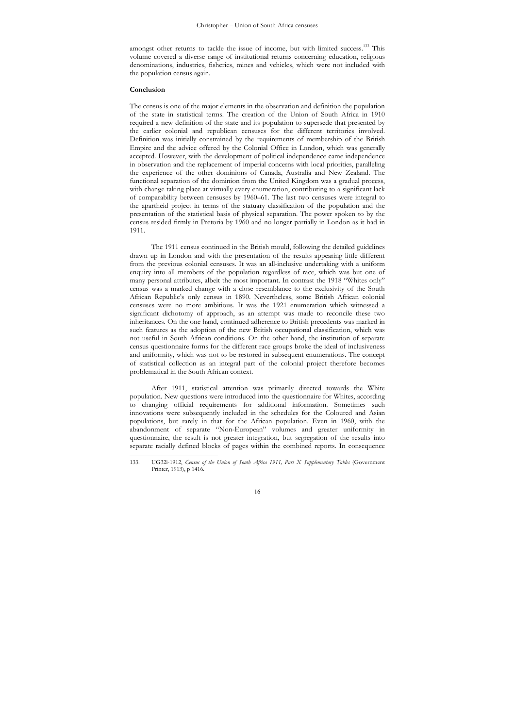amongst other returns to tackle the issue of income, but with limited success.[133] This volume covered a diverse range of institutional returns concerning education, religious denominations, industries, fisheries, mines and vehicles, which were not included with the population census again.

**Conclusion**

The census is one of the major elements in the observation and definition the population of the state in statistical terms. The creation of the Union of South Africa in 1910 required a new definition of the state and its population to supersede that presented by the earlier colonial and republican censuses for the different territories involved. Definition was initially constrained by the requirements of membership of the British Empire and the advice offered by the Colonial Office in London, which was generally accepted. However, with the development of political independence came independence in observation and the replacement of imperial concerns with local priorities, paralleling the experience of the other dominions of Canada, Australia and New Zealand. The functional separation of the dominion from the United Kingdom was a gradual process, with change taking place at virtually every enumeration, contributing to a significant lack of comparability between censuses by 1960–61. The last two censuses were integral to the apartheid project in terms of the statuary classification of the population and the presentation of the statistical basis of physical separation. The power spoken to by the census resided firmly in Pretoria by 1960 and no longer partially in London as it had in 1911.

The 1911 census continued in the British mould, following the detailed guidelines drawn up in London and with the presentation of the results appearing little different from the previous colonial censuses. It was an all-inclusive undertaking with a uniform enquiry into all members of the population regardless of race, which was but one of many personal attributes, albeit the most important. In contrast the 1918 "Whites only" census was a marked change with a close resemblance to the exclusivity of the South African Republic's only census in 1890. Nevertheless, some British African colonial censuses were no more ambitious. It was the 1921 enumeration which witnessed a significant dichotomy of approach, as an attempt was made to reconcile these two inheritances. On the one hand, continued adherence to British precedents was marked in such features as the adoption of the new British occupational classification, which was not useful in South African conditions. On the other hand, the institution of separate census questionnaire forms for the different race groups broke the ideal of inclusiveness and uniformity, which was not to be restored in subsequent enumerations. The concept of statistical collection as an integral part of the colonial project therefore becomes problematical in the South African context.

After 1911, statistical attention was primarily directed towards the White population. New questions were introduced into the questionnaire for Whites, according to changing official requirements for additional information. Sometimes such innovations were subsequently included in the schedules for the Coloured and Asian populations, but rarely in that for the African population. Even in 1960, with the abandonment of separate "Non-European" volumes and greater uniformity in questionnaire, the result is not greater integration, but segregation of the results into separate racially defined blocks of pages within the combined reports. In consequence

133. UG32i-1912, *Census of the Union of South Africa 1911, Part X Supplementary Tables* (Government Printer, 1913), p 1416.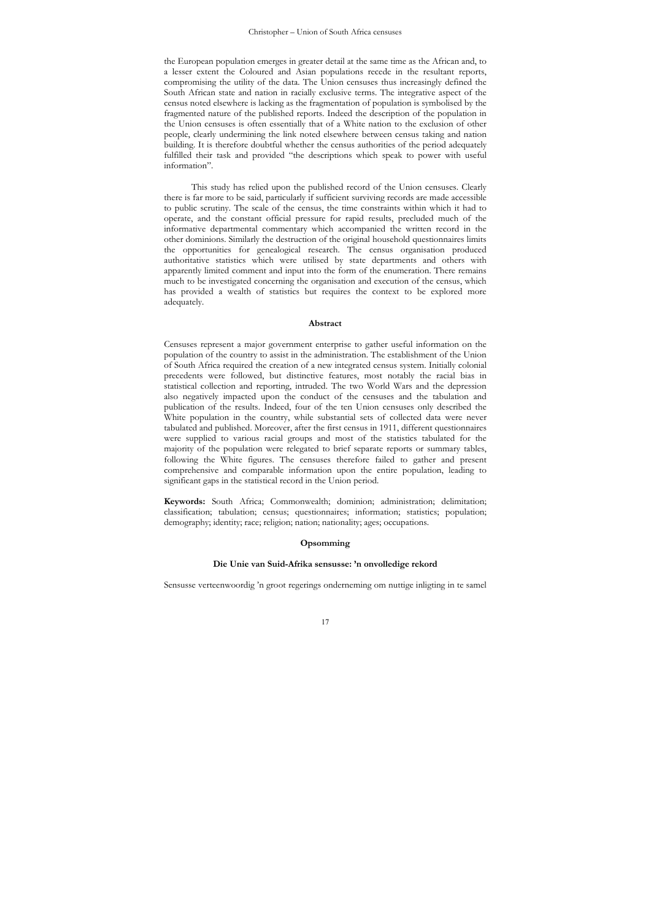the European population emerges in greater detail at the same time as the African and, to a lesser extent the Coloured and Asian populations recede in the resultant reports, compromising the utility of the data. The Union censuses thus increasingly defined the South African state and nation in racially exclusive terms. The integrative aspect of the census noted elsewhere is lacking as the fragmentation of population is symbolised by the fragmented nature of the published reports. Indeed the description of the population in the Union censuses is often essentially that of a White nation to the exclusion of other people, clearly undermining the link noted elsewhere between census taking and nation building. It is therefore doubtful whether the census authorities of the period adequately fulfilled their task and provided "the descriptions which speak to power with useful information".

This study has relied upon the published record of the Union censuses. Clearly there is far more to be said, particularly if sufficient surviving records are made accessible to public scrutiny. The scale of the census, the time constraints within which it had to operate, and the constant official pressure for rapid results, precluded much of the informative departmental commentary which accompanied the written record in the other dominions. Similarly the destruction of the original household questionnaires limits the opportunities for genealogical research. The census organisation produced authoritative statistics which were utilised by state departments and others with apparently limited comment and input into the form of the enumeration. There remains much to be investigated concerning the organisation and execution of the census, which has provided a wealth of statistics but requires the context to be explored more adequately.

## Abstract

Censuses represent a major government enterprise to gather useful information on the population of the country to assist in the administration. The establishment of the Union of South Africa required the creation of a new integrated census system. Initially colonial precedents were followed, but distinctive features, most notably the racial bias in statistical collection and reporting, intruded. The two World Wars and the depression also negatively impacted upon the conduct of the censuses and the tabulation and publication of the results. Indeed, four of the ten Union censuses only described the White population in the country, while substantial sets of collected data were never tabulated and published. Moreover, after the first census in 1911, different questionnaires were supplied to various racial groups and most of the statistics tabulated for the majority of the population were relegated to brief separate reports or summary tables, following the White figures. The censuses therefore failed to gather and present comprehensive and comparable information upon the entire population, leading to significant gaps in the statistical record in the Union period.

**Keywords:** South Africa; Commonwealth; dominion; administration; delimitation; classification; tabulation; census; questionnaires; information; statistics; population; demography; identity; race; religion; nation; nationality; ages; occupations.

## Opsomming

### Die Unie van Suid-Afrika sensusse: 'n onvolledige rekord

Sensusse verteenwoordig 'n groot regerings onderneming om nuttige inligting in te samel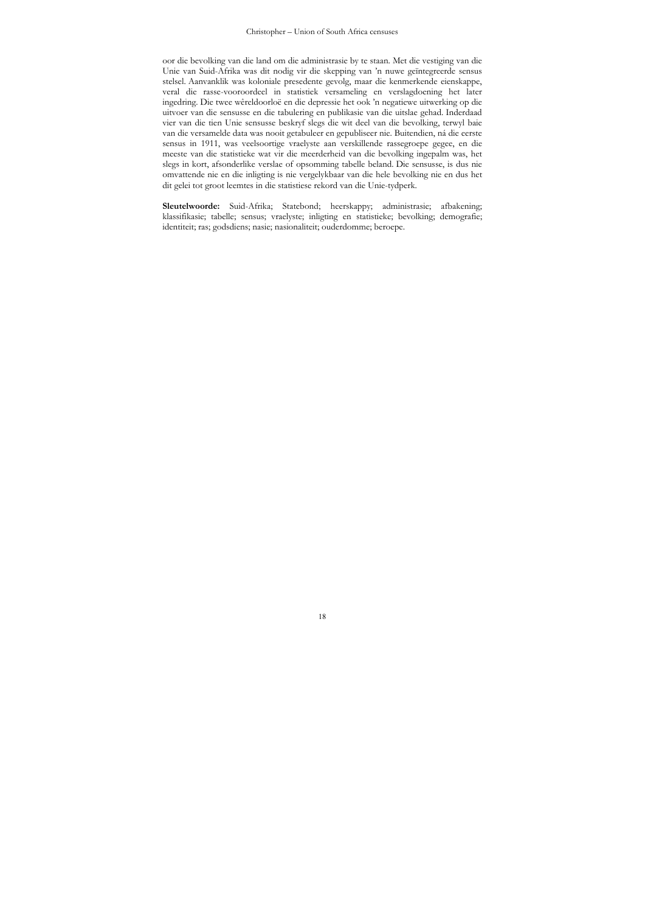oor die bevolking van die land om die administrasie by te staan. Met die vestiging van die Unie van Suid-Afrika was dit nodig vir die skepping van 'n nuwe geïntegreerde sensus stelsel. Aanvanklik was koloniale presedente gevolg, maar die kenmerkende eienskappe, veral die rasse-vooroordeel in statistiek versameling en verslagdoening het later ingedring. Die twee wêreldoorloë en die depressie het ook 'n negatiewe uitwerking op die uitvoer van die sensusse en die tabulering en publikasie van die uitslae gehad. Inderdaad vier van die tien Unie sensusse beskryf slegs die wit deel van die bevolking, terwyl baie van die versamelde data was nooit getabuleer en gepubliseer nie. Buitendien, ná die eerste sensus in 1911, was veelsoortige vraelyste aan verskillende rassegroepe gegee, en die meeste van die statistieke wat vir die meerderheid van die bevolking ingepalm was, het slegs in kort, afsonderlike verslae of opsomming tabelle beland. Die sensusse, is dus nie omvattende nie en die inligting is nie vergelykbaar van die hele bevolking nie en dus het dit gelei tot groot leemtes in die statistiese rekord van die Unie-tydperk.

**Sleutelwoorde:** Suid-Afrika; Statebond; heerskappy; administrasie; afbakening; klassifikasie; tabelle; sensus; vraelyste; inligting en statistieke; bevolking; demografie; identiteit; ras; godsdiens; nasie; nasionaliteit; ouderdomme; beroepe.